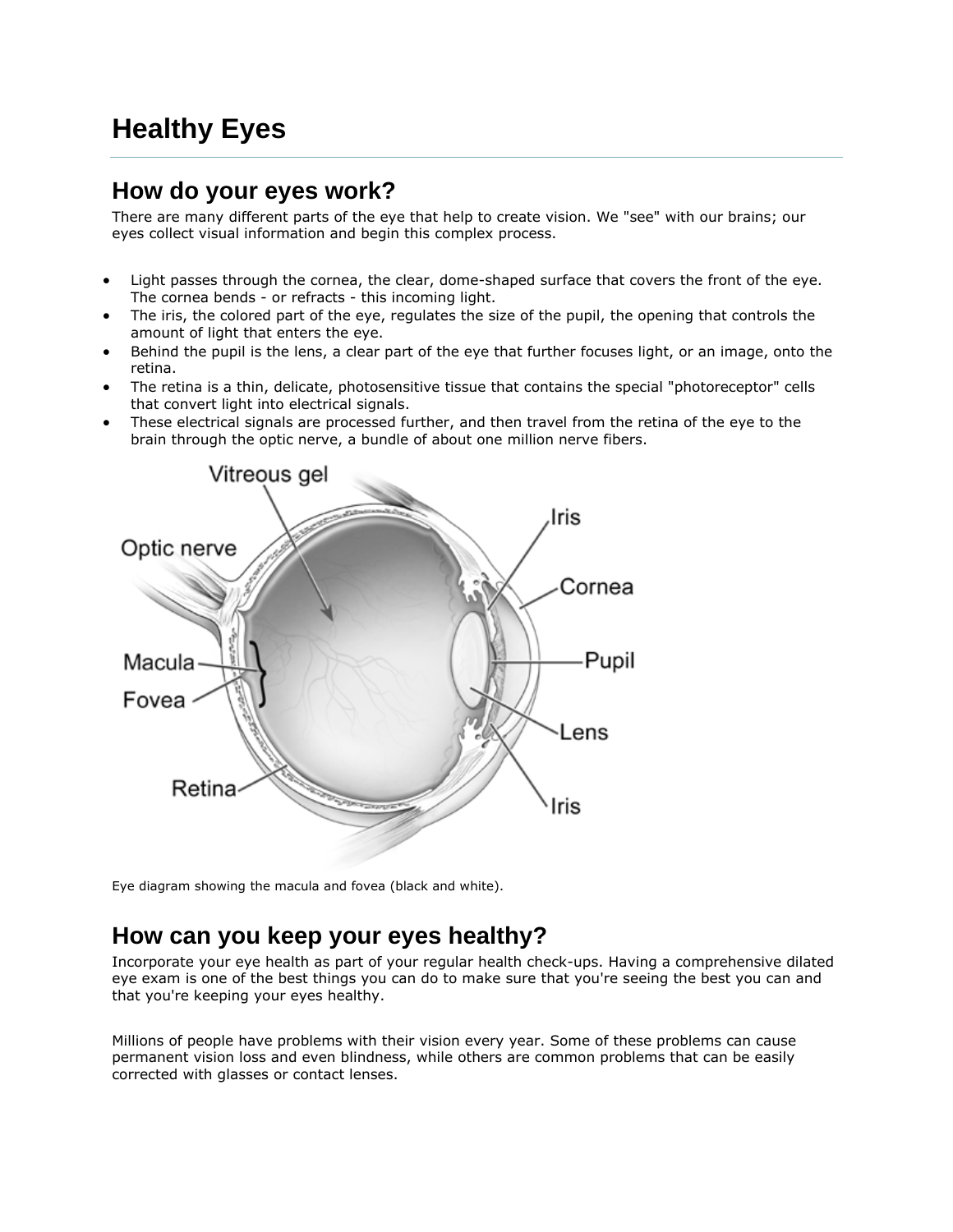# Healthy Eyes

## How do your eyes work?

There are many different parts of the eye that help to create vision. We "see" with our brains; our eyes collect visual information and begin this complex process.

- Light passes through the cornea, the clear, dome-shaped surface that covers the front of the eye. The cornea bends - or refracts - this incoming light.
- The iris, the colored part of the eye, regulates the size of the pupil, the opening that controls the amount of light that enters the eye.
- Behind the pupil is the lens, a clear part of the eye that further focuses light, or an image, onto the retina.
- The retina is a thin, delicate, photosensitive tissue that contains the special "photoreceptor" cells that convert light into electrical signals.
- These electrical signals are processed further, and then travel from the retina of the eye to the brain through the optic nerve, a bundle of about one million nerve fibers.

Eye diagram showing the macula and fovea (black and white).

## How can you keep your eyes healthy?

Incorporate your eye health as part of your regular health check-ups. Having a comprehensive dilated eye exam is one of the best things you can do to make sure that you're seeing the best you can and that you're keeping your eyes healthy.

Millions of people have problems with their vision every year. Some of these problems can cause permanent vision loss and even blindness, while others are common problems that can be easily corrected with glasses or contact lenses.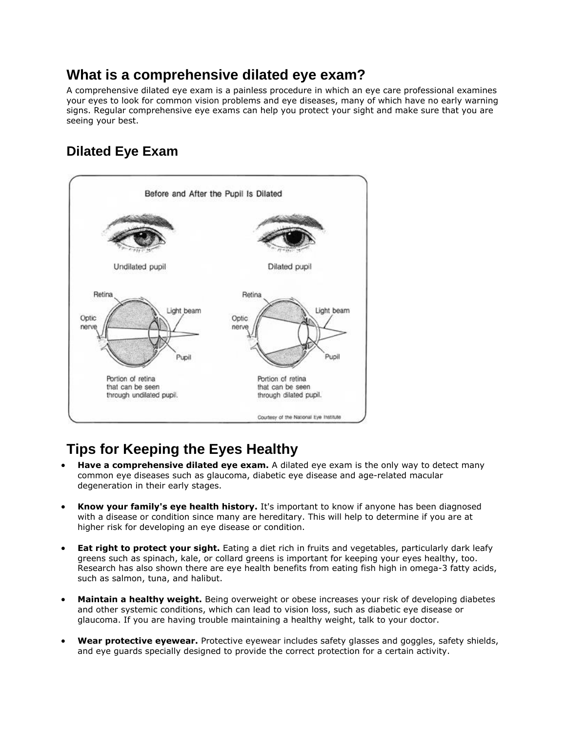## What is a comprehensive dilated eye exam?

A comprehensive dilated eye exam is a painless procedure in which an eye care professional examines your eyes to look for common vision problems and eye diseases, many of which have no early warning signs. Regular comprehensive eye exams can help you protect your sight and make sure that you are seeing your best.

## Dilated Eye Exam

Before and After the Pupil Is Dilated

Undilated pupil

Dilated pupil

Retina

Optic nerve

Light beam

Pupil

Portion of retina that can be seen through undilated pupil.

Portion of retina that can be seen through dilated pupil.

Courtesy of the National Eye Institute

## Tips for Keeping the Eyes Healthy

- **Have a comprehensive dilated eye exam.** A dilated eye exam is the only way to detect many common eye diseases such as glaucoma, diabetic eye disease and age-related macular degeneration in their early stages.
- **Know your family's eye health history.** It's important to know if anyone has been diagnosed with a disease or condition since many are hereditary. This will help to determine if you are at higher risk for developing an eye disease or condition.
- **Eat right to protect your sight.** Eating a diet rich in fruits and vegetables, particularly dark leafy greens such as spinach, kale, or collard greens is important for keeping your eyes healthy, too. Research has also shown there are eye health benefits from eating fish high in omega-3 fatty acids, such as salmon, tuna, and halibut.
- **Maintain a healthy weight.** Being overweight or obese increases your risk of developing diabetes and other systemic conditions, which can lead to vision loss, such as diabetic eye disease or glaucoma. If you are having trouble maintaining a healthy weight, talk to your doctor.
- **Wear protective eyewear.** Protective eyewear includes safety glasses and goggles, safety shields, and eye guards specially designed to provide the correct protection for a certain activity.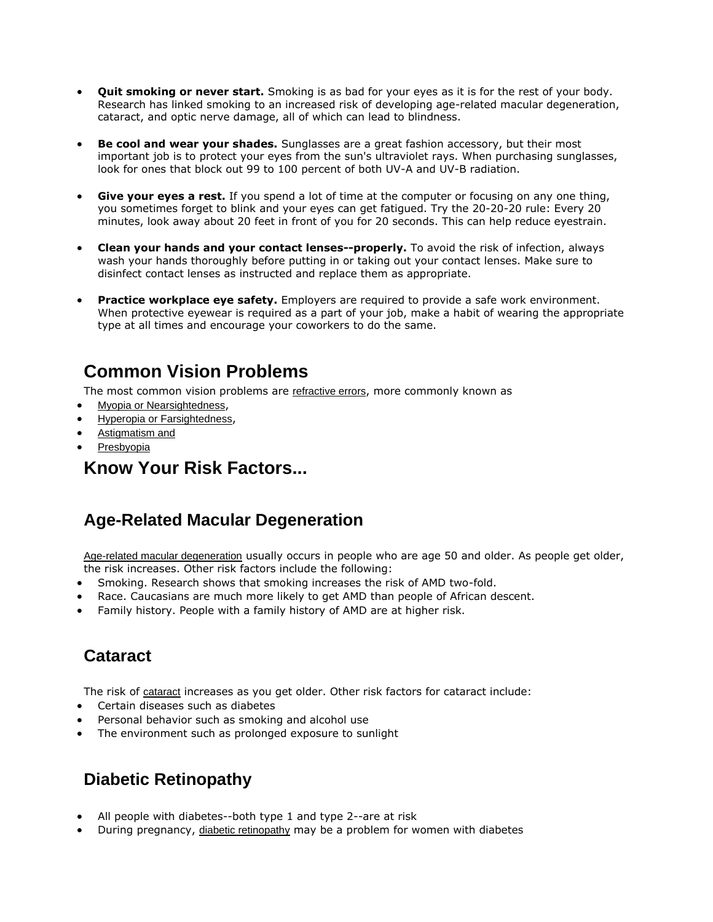- **Quit smoking or never start.** Smoking is as bad for your eyes as it is for the rest of your body. Research has linked smoking to an increased risk of developing age-related macular degeneration, cataract, and optic nerve damage, all of which can lead to blindness.

- **Be cool and wear your shades.** Sunglasses are a great fashion accessory, but their most important job is to protect your eyes from the sun's ultraviolet rays. When purchasing sunglasses, look for ones that block out 99 to 100 percent of both UV-A and UV-B radiation.

- **Give your eyes a rest.** If you spend a lot of time at the computer or focusing on any one thing, you sometimes forget to blink and your eyes can get fatigued. Try the 20-20-20 rule: Every 20 minutes, look away about 20 feet in front of you for 20 seconds. This can help reduce eyestrain.

- **Clean your hands and your contact lenses--properly.** To avoid the risk of infection, always wash your hands thoroughly before putting in or taking out your contact lenses. Make sure to disinfect contact lenses as instructed and replace them as appropriate.

- **Practice workplace eye safety.** Employers are required to provide a safe work environment. When protective eyewear is required as a part of your job, make a habit of wearing the appropriate type at all times and encourage your coworkers to do the same.

## Common Vision Problems

The most common vision problems are refractive errors, more commonly known as

- Myopia or Nearsightedness,
- Hyperopia or Farsightedness,
- Astigmatism and
- Presbyopia

## Know Your Risk Factors...

### Age-Related Macular Degeneration

Age-related macular degeneration usually occurs in people who are age 50 and older. As people get older, the risk increases. Other risk factors include the following:

- Smoking. Research shows that smoking increases the risk of AMD two-fold.
- Race. Caucasians are much more likely to get AMD than people of African descent.
- Family history. People with a family history of AMD are at higher risk.

### Cataract

The risk of cataract increases as you get older. Other risk factors for cataract include:

- Certain diseases such as diabetes
- Personal behavior such as smoking and alcohol use
- The environment such as prolonged exposure to sunlight

### Diabetic Retinopathy

- All people with diabetes--both type 1 and type 2--are at risk
- During pregnancy, diabetic retinopathy may be a problem for women with diabetes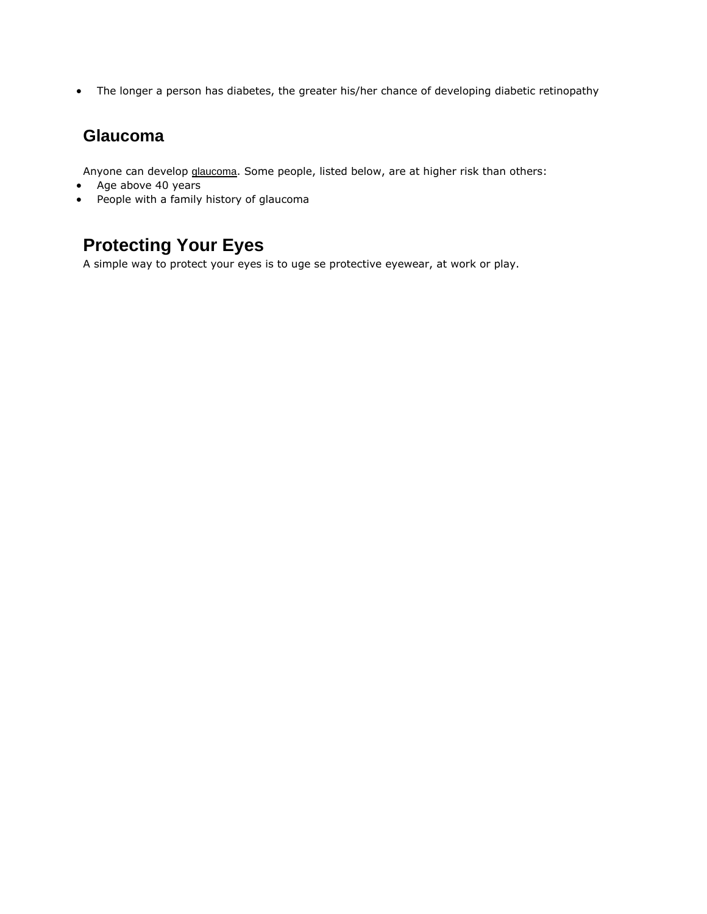- The longer a person has diabetes, the greater his/her chance of developing diabetic retinopathy

## Glaucoma

Anyone can develop glaucoma. Some people, listed below, are at higher risk than others:

- Age above 40 years
- People with a family history of glaucoma

## Protecting Your Eyes

A simple way to protect your eyes is to uge se protective eyewear, at work or play.